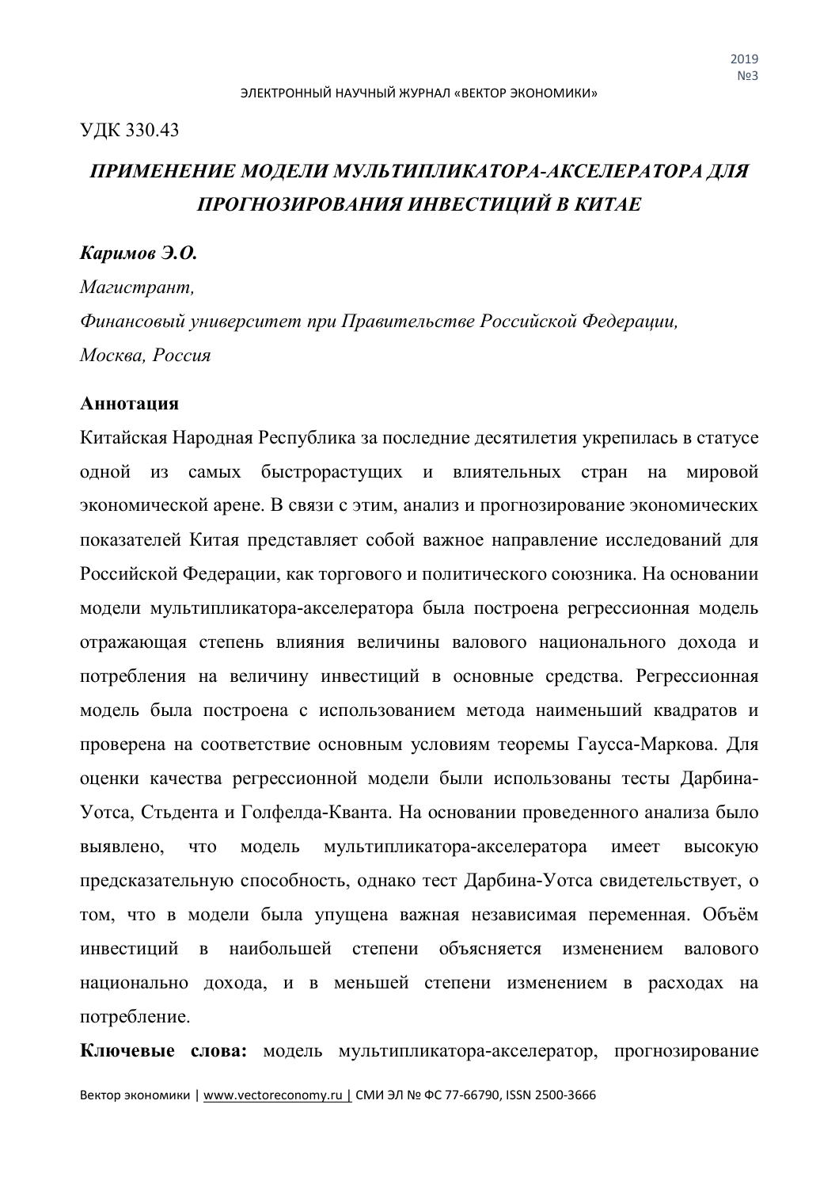УДК 330.43

# ПРИМЕНЕНИЕ МОДЕЛИ МУЛЬТИПЛИКАТОРА-АКСЕЛЕРАТОРА ДЛЯ ПРОГНОЗИРОВАНИЯ ИНВЕСТИЦИЙ В КИТАЕ

***Каримов Э.О.***

*Магистрант,*

*Финансовый университет при Правительстве Российской Федерации,*

*Москва, Россия*

**Аннотация**

Китайская Народная Республика за последние десятилетия укрепилась в статусе одной из самых быстрорастущих и влиятельных стран на мировой экономической арене. В связи с этим, анализ и прогнозирование экономических показателей Китая представляет собой важное направление исследований для Российской Федерации, как торгового и политического союзника. На основании модели мультипликатора-акселератора была построена регрессионная модель отражающая степень влияния величины валового национального дохода и потребления на величину инвестиций в основные средства. Регрессионная модель была построена с использованием метода наименьший квадратов и проверена на соответствие основным условиям теоремы Гаусса-Маркова. Для оценки качества регрессионной модели были использованы тесты Дарбина-Уотса, Стьдента и Голфелда-Кванта. На основании проведенного анализа было выявлено, что модель мультипликатора-акселератора имеет высокую предсказательную способность, однако тест Дарбина-Уотса свидетельствует, о том, что в модели была упущена важная независимая переменная. Объём инвестиций в наибольшей степени объясняется изменением валового национально дохода, и в меньшей степени изменением в расходах на потребление.

**Ключевые слова:** модель мультипликатора-акселератор, прогнозирование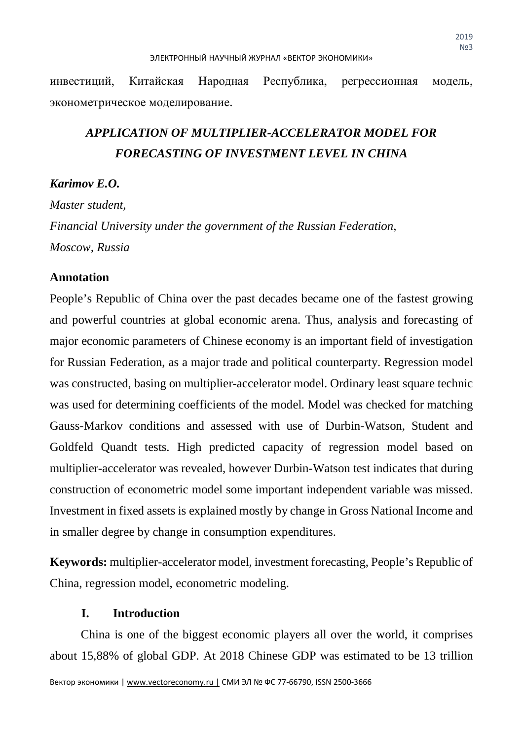инвестиций, Китайская Народная Республика, регрессионная модель, эконометрическое моделирование.

## *APPLICATION OF MULTIPLIER-ACCELERATOR MODEL FOR FORECASTING OF INVESTMENT LEVEL IN CHINA*

***Karimov E.O.***

*Master student,*

*Financial University under the government of the Russian Federation,*

*Moscow, Russia*

**Annotation**

People's Republic of China over the past decades became one of the fastest growing and powerful countries at global economic arena. Thus, analysis and forecasting of major economic parameters of Chinese economy is an important field of investigation for Russian Federation, as a major trade and political counterparty. Regression model was constructed, basing on multiplier-accelerator model. Ordinary least square technic was used for determining coefficients of the model. Model was checked for matching Gauss-Markov conditions and assessed with use of Durbin-Watson, Student and Goldfeld Quandt tests. High predicted capacity of regression model based on multiplier-accelerator was revealed, however Durbin-Watson test indicates that during construction of econometric model some important independent variable was missed. Investment in fixed assets is explained mostly by change in Gross National Income and in smaller degree by change in consumption expenditures.

**Keywords:** multiplier-accelerator model, investment forecasting, People's Republic of China, regression model, econometric modeling.

## I. Introduction

China is one of the biggest economic players all over the world, it comprises about 15,88% of global GDP. At 2018 Chinese GDP was estimated to be 13 trillion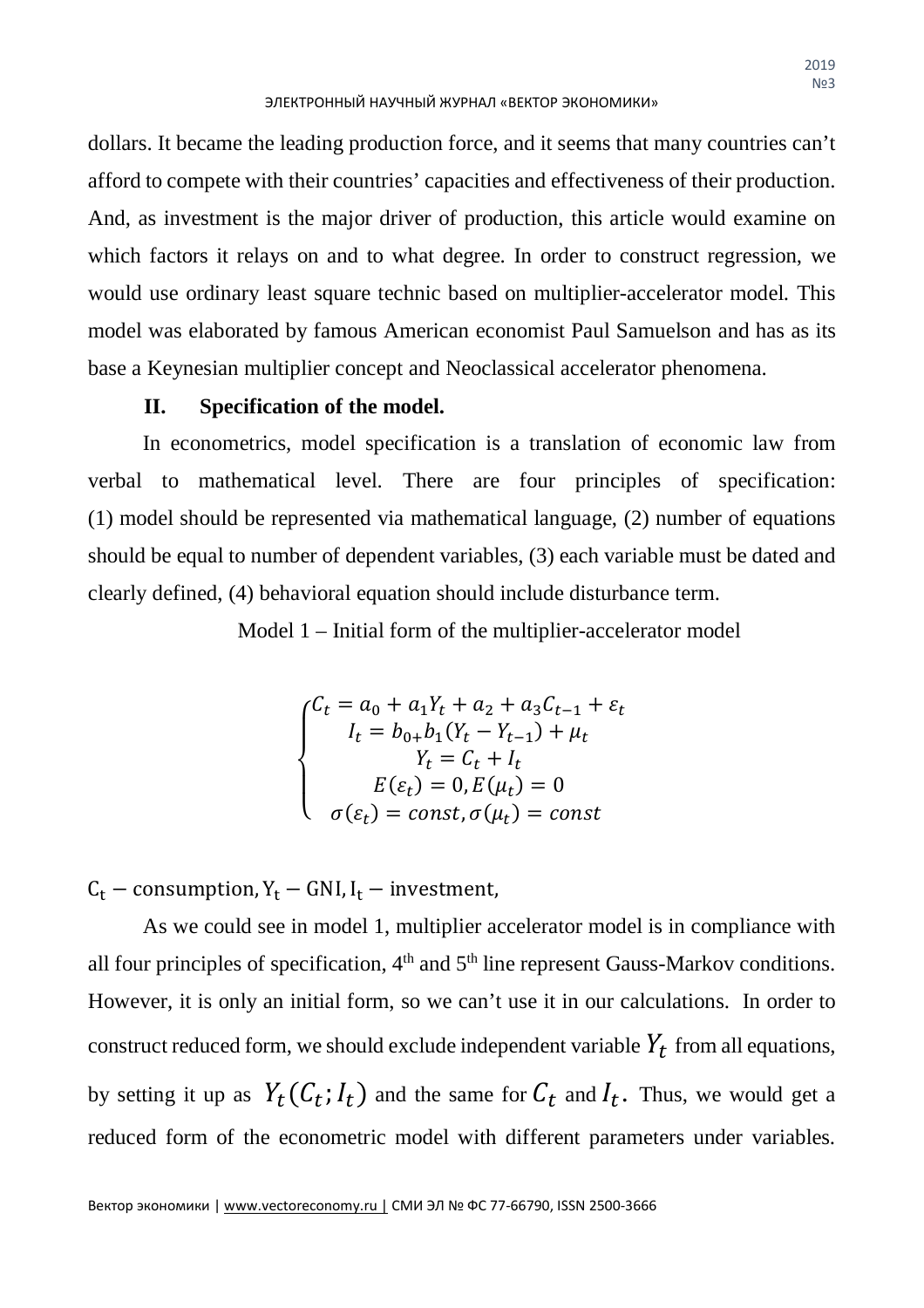dollars. It became the leading production force, and it seems that many countries can't afford to compete with their countries' capacities and effectiveness of their production. And, as investment is the major driver of production, this article would examine on which factors it relays on and to what degree. In order to construct regression, we would use ordinary least square technic based on multiplier-accelerator model. This model was elaborated by famous American economist Paul Samuelson and has as its base a Keynesian multiplier concept and Neoclassical accelerator phenomena.

## II. Specification of the model.

In econometrics, model specification is a translation of economic law from verbal to mathematical level. There are four principles of specification: (1) model should be represented via mathematical language, (2) number of equations should be equal to number of dependent variables, (3) each variable must be dated and clearly defined, (4) behavioral equation should include disturbance term.

Model 1 – Initial form of the multiplier-accelerator model

$$
\begin{cases}
C_t = a_0 + a_1 Y_t + a_2 + a_3 C_{t-1} + \varepsilon_t \\
I_t = b_{0+} b_1 (Y_t - Y_{t-1}) + \mu_t \\
Y_t = C_t + I_t \\
E(\varepsilon_t) = 0, E(\mu_t) = 0 \\
\sigma(\varepsilon_t) = const, \sigma(\mu_t) = const
\end{cases}
$$

$\mathrm{C_t}$ – consumption, $\mathrm{Y_t}$ – GNI, $\mathrm{I_t}$ – investment,

As we could see in model 1, multiplier accelerator model is in compliance with all four principles of specification, 4th and 5th line represent Gauss-Markov conditions. However, it is only an initial form, so we can't use it in our calculations. In order to construct reduced form, we should exclude independent variable $Y_t$ from all equations, by setting it up as $Y_t(C_t; I_t)$ and the same for $C_t$ and $I_t$. Thus, we would get a reduced form of the econometric model with different parameters under variables.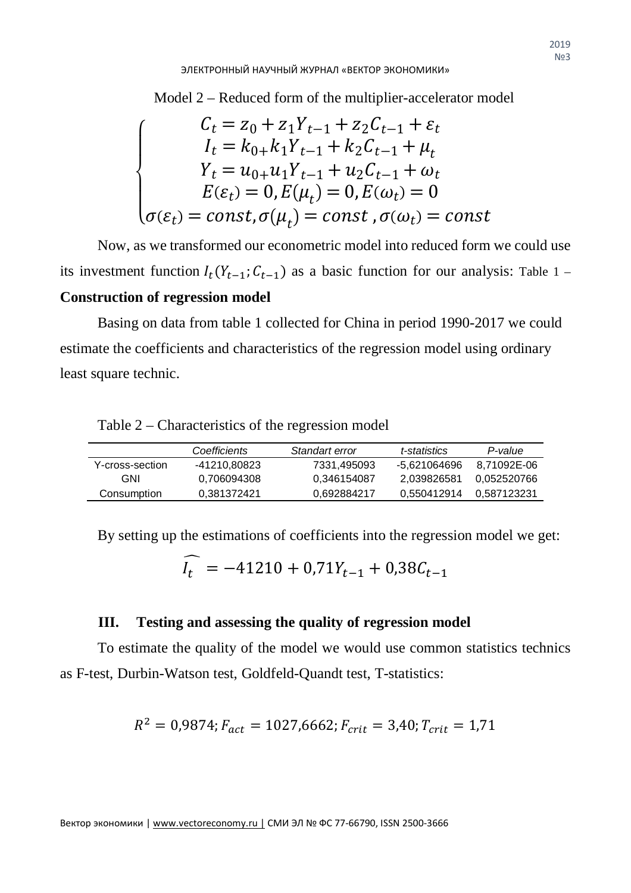Model 2 – Reduced form of the multiplier-accelerator model

$$\begin{cases} C_t = z_0 + z_1 Y_{t-1} + z_2 C_{t-1} + \varepsilon_t \\ I_t = k_{0+} k_1 Y_{t-1} + k_2 C_{t-1} + \mu_t \\ Y_t = u_{0+} u_1 Y_{t-1} + u_2 C_{t-1} + \omega_t \\ E(\varepsilon_t) = 0, E(\mu_t) = 0, E(\omega_t) = 0 \\ \sigma(\varepsilon_t) = const, \sigma(\mu_t) = const, \sigma(\omega_t) = const \end{cases}$$

Now, as we transformed our econometric model into reduced form we could use its investment function $I_t(Y_{t-1}; C_{t-1})$ as a basic function for our analysis: Table 1 – **Construction of regression model**

Basing on data from table 1 collected for China in period 1990-2017 we could estimate the coefficients and characteristics of the regression model using ordinary least square technic.

Table 2 – Characteristics of the regression model

| | *Coefficients* | *Standart error* | *t-statistics* | *P-value* |
|---|---|---|---|---|
| Y-cross-section | -41210,80823 | 7331,495093 | -5,621064696 | 8,71092E-06 |
| GNI | 0,706094308 | 0,346154087 | 2,039826581 | 0,052520766 |
| Consumption | 0,381372421 | 0,692884217 | 0,550412914 | 0,587123231 |

By setting up the estimations of coefficients into the regression model we get:

$$\widehat{I_t} = -41210 + 0{,}71Y_{t-1} + 0{,}38C_{t-1}$$

## III. Testing and assessing the quality of regression model

To estimate the quality of the model we would use common statistics technics as F-test, Durbin-Watson test, Goldfeld-Quandt test, T-statistics:

$$R^2 = 0{,}9874; F_{act} = 1027{,}6662; F_{crit} = 3{,}40; T_{crit} = 1{,}71$$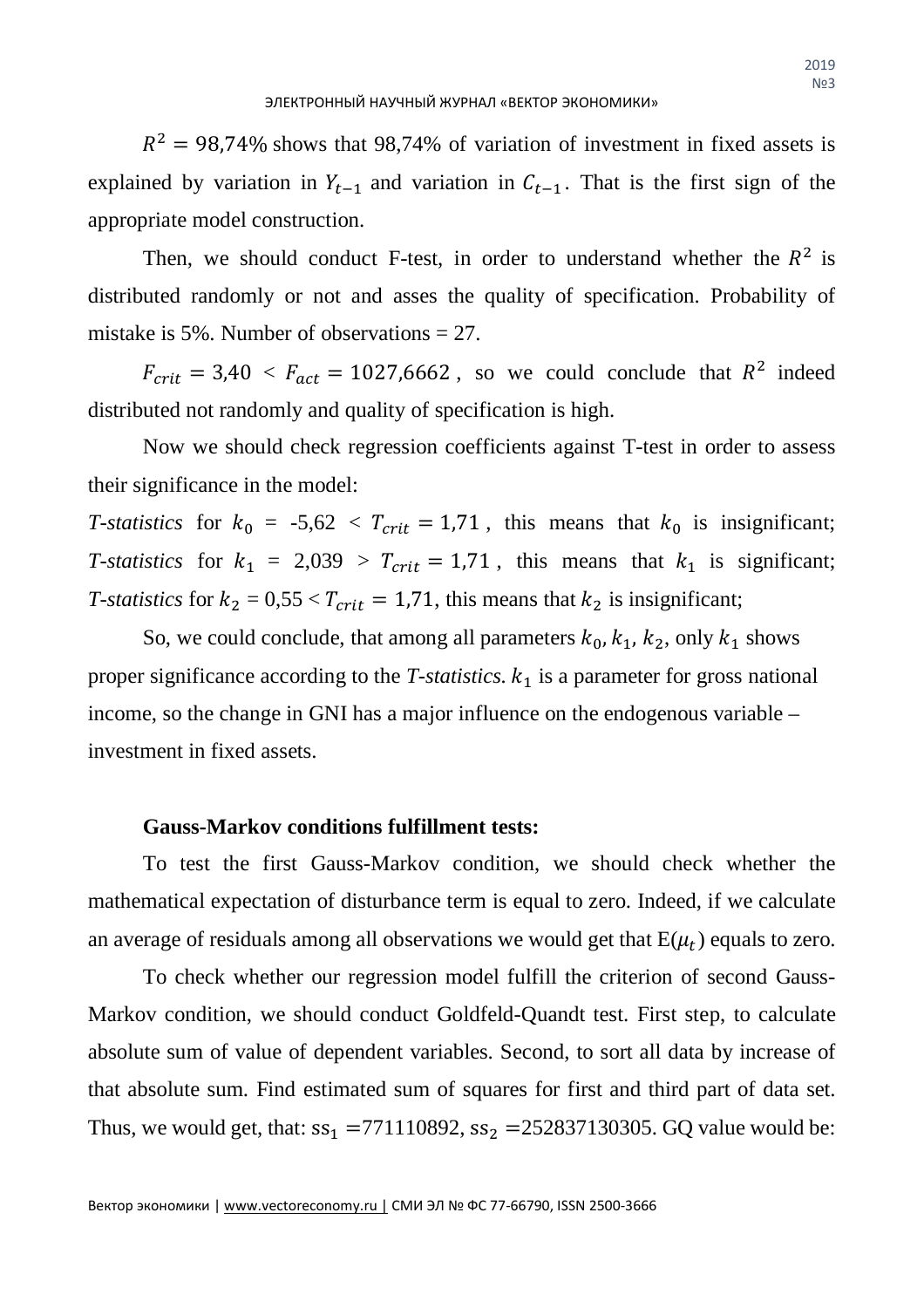$R^2 = 98{,}74\%$ shows that 98,74% of variation of investment in fixed assets is explained by variation in $Y_{t-1}$ and variation in $C_{t-1}$. That is the first sign of the appropriate model construction.

Then, we should conduct F-test, in order to understand whether the $R^2$ is distributed randomly or not and asses the quality of specification. Probability of mistake is 5%. Number of observations = 27.

$F_{crit} = 3{,}40 < F_{act} = 1027{,}6662$, so we could conclude that $R^2$ indeed distributed not randomly and quality of specification is high.

Now we should check regression coefficients against T-test in order to assess their significance in the model:

*T-statistics* for $k_0$ = -5,62 < $T_{crit} = 1{,}71$, this means that $k_0$ is insignificant; *T-statistics* for $k_1$ = 2,039 > $T_{crit} = 1{,}71$, this means that $k_1$ is significant; *T-statistics* for $k_2$ = 0,55 < $T_{crit} = 1{,}71$, this means that $k_2$ is insignificant;

So, we could conclude, that among all parameters $k_0$, $k_1$, $k_2$, only $k_1$ shows proper significance according to the *T-statistics*. $k_1$ is a parameter for gross national income, so the change in GNI has a major influence on the endogenous variable – investment in fixed assets.

**Gauss-Markov conditions fulfillment tests:**

To test the first Gauss-Markov condition, we should check whether the mathematical expectation of disturbance term is equal to zero. Indeed, if we calculate an average of residuals among all observations we would get that $E(\mu_t)$ equals to zero.

To check whether our regression model fulfill the criterion of second Gauss-Markov condition, we should conduct Goldfeld-Quandt test. First step, to calculate absolute sum of value of dependent variables. Second, to sort all data by increase of that absolute sum. Find estimated sum of squares for first and third part of data set. Thus, we would get, that: $ss_1$ =771110892, $ss_2$ =252837130305. GQ value would be: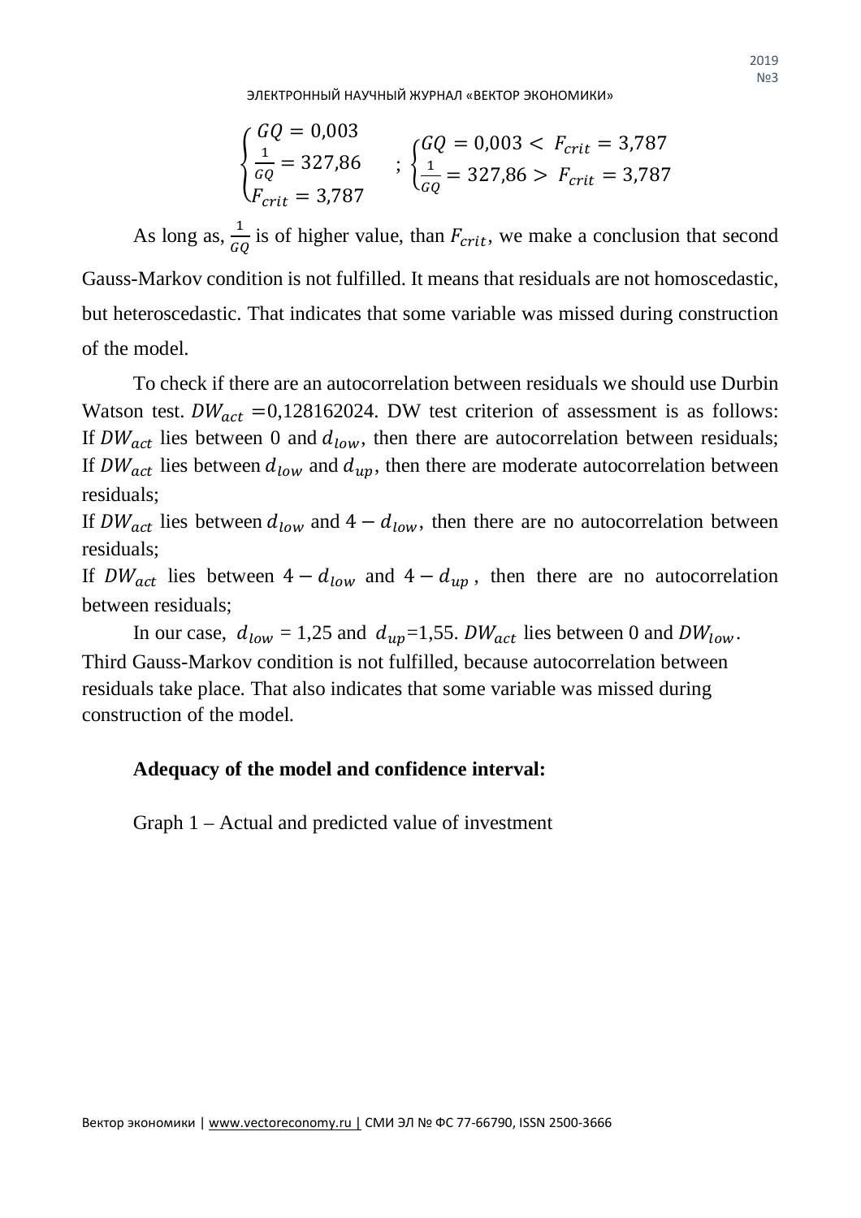$$\begin{cases} GQ = 0{,}003 \\ \frac{1}{GQ} = 327{,}86 \\ F_{crit} = 3{,}787 \end{cases} ; \begin{cases} GQ = 0{,}003 < F_{crit} = 3{,}787 \\ \frac{1}{GQ} = 327{,}86 > F_{crit} = 3{,}787 \end{cases}$$

As long as, $\frac{1}{GQ}$ is of higher value, than $F_{crit}$, we make a conclusion that second Gauss-Markov condition is not fulfilled. It means that residuals are not homoscedastic, but heteroscedastic. That indicates that some variable was missed during construction of the model.

To check if there are an autocorrelation between residuals we should use Durbin Watson test. $DW_{act}$ =0,128162024. DW test criterion of assessment is as follows:
If $DW_{act}$ lies between 0 and $d_{low}$, then there are autocorrelation between residuals;
If $DW_{act}$ lies between $d_{low}$ and $d_{up}$, then there are moderate autocorrelation between residuals;
If $DW_{act}$ lies between $d_{low}$ and $4 - d_{low}$, then there are no autocorrelation between residuals;
If $DW_{act}$ lies between $4 - d_{low}$ and $4 - d_{up}$, then there are no autocorrelation between residuals;

In our case, $d_{low}$ = 1,25 and $d_{up}$=1,55. $DW_{act}$ lies between 0 and $DW_{low}$. Third Gauss-Markov condition is not fulfilled, because autocorrelation between residuals take place. That also indicates that some variable was missed during construction of the model.

**Adequacy of the model and confidence interval:**

Graph 1 – Actual and predicted value of investment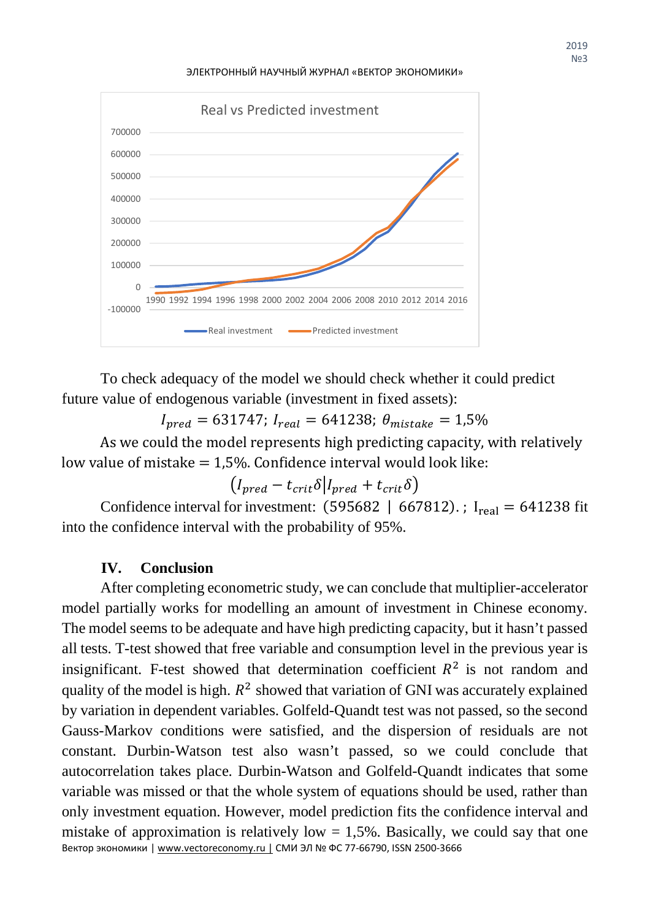To check adequacy of the model we should check whether it could predict future value of endogenous variable (investment in fixed assets):

$$I_{pred} = 631747;\ I_{real} = 641238;\ \theta_{mistake} = 1{,}5\%$$

As we could the model represents high predicting capacity, with relatively low value of mistake = 1,5%. Confidence interval would look like:

$$\left(I_{pred} - t_{crit}\delta \middle| I_{pred} + t_{crit}\delta\right)$$

Confidence interval for investment: $(595682 \mid 667812)$.; $I_{real} = 641238$ fit into the confidence interval with the probability of 95%.

## IV. Conclusion

After completing econometric study, we can conclude that multiplier-accelerator model partially works for modelling an amount of investment in Chinese economy. The model seems to be adequate and have high predicting capacity, but it hasn't passed all tests. T-test showed that free variable and consumption level in the previous year is insignificant. F-test showed that determination coefficient $R^2$ is not random and quality of the model is high. $R^2$ showed that variation of GNI was accurately explained by variation in dependent variables. Golfeld-Quandt test was not passed, so the second Gauss-Markov conditions were satisfied, and the dispersion of residuals are not constant. Durbin-Watson test also wasn't passed, so we could conclude that autocorrelation takes place. Durbin-Watson and Golfeld-Quandt indicates that some variable was missed or that the whole system of equations should be used, rather than only investment equation. However, model prediction fits the confidence interval and mistake of approximation is relatively low = 1,5%. Basically, we could say that one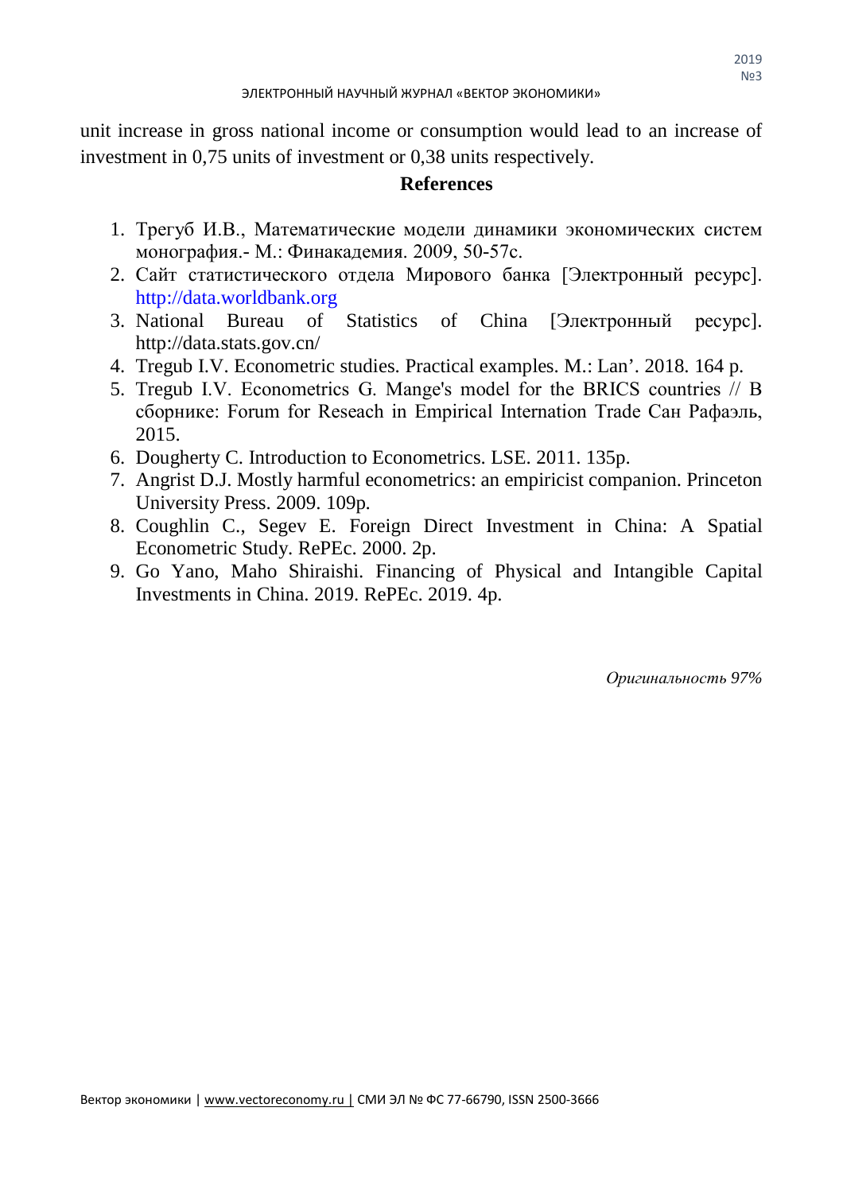unit increase in gross national income or consumption would lead to an increase of investment in 0,75 units of investment or 0,38 units respectively.

## References

1. Трегуб И.В., Математические модели динамики экономических систем монография.- М.: Финакадемия. 2009, 50-57с.
2. Сайт статистического отдела Мирового банка [Электронный ресурс]. http://data.worldbank.org
3. National Bureau of Statistics of China [Электронный ресурс]. http://data.stats.gov.cn/
4. Tregub I.V. Econometric studies. Practical examples. M.: Lan'. 2018. 164 p.
5. Tregub I.V. Econometrics G. Mange's model for the BRICS countries // В сборнике: Forum for Reseach in Empirical Internation Trade Сан Рафаэль, 2015.
6. Dougherty C. Introduction to Econometrics. LSE. 2011. 135p.
7. Angrist D.J. Mostly harmful econometrics: an empiricist companion. Princeton University Press. 2009. 109p.
8. Coughlin C., Segev E. Foreign Direct Investment in China: A Spatial Econometric Study. RePEc. 2000. 2p.
9. Go Yano, Maho Shiraishi. Financing of Physical and Intangible Capital Investments in China. 2019. RePEc. 2019. 4p.

*Оригинальность 97%*